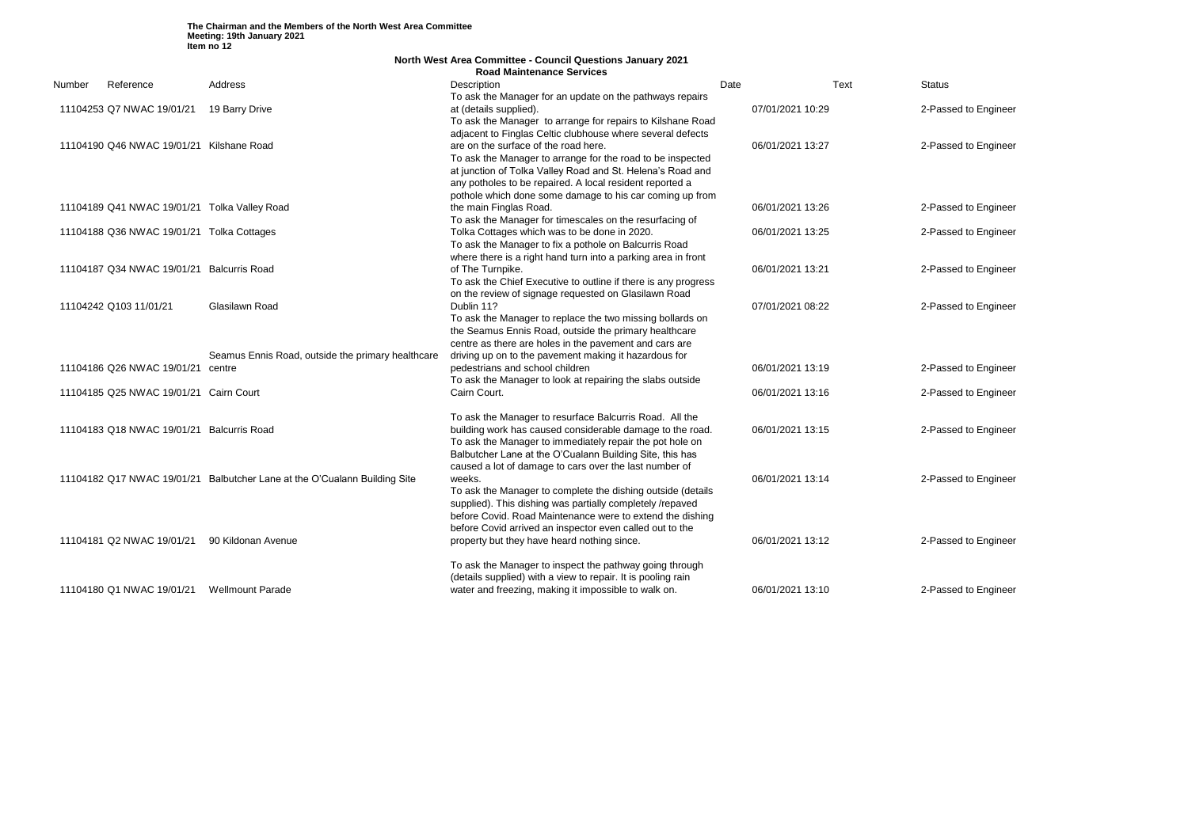**The Chairman and the Members of the North West Area Committee**
**Meeting: 19th January 2021**
**Item no 12**

## North West Area Committee - Council Questions January 2021
### Road Maintenance Services

| Number | Reference | Address | Description | Date | Text | Status |
|---|---|---|---|---|---|---|
| 11104253 | Q7 NWAC 19/01/21 | 19 Barry Drive | To ask the Manager for an update on the pathways repairs at (details supplied). | 07/01/2021 10:29 | | 2-Passed to Engineer |
| 11104190 | Q46 NWAC 19/01/21 | Kilshane Road | To ask the Manager to arrange for repairs to Kilshane Road adjacent to Finglas Celtic clubhouse where several defects are on the surface of the road here. | 06/01/2021 13:27 | | 2-Passed to Engineer |
| 11104189 | Q41 NWAC 19/01/21 | Tolka Valley Road | To ask the Manager to arrange for the road to be inspected at junction of Tolka Valley Road and St. Helena's Road and any potholes to be repaired. A local resident reported a pothole which done some damage to his car coming up from the main Finglas Road. | 06/01/2021 13:26 | | 2-Passed to Engineer |
| 11104188 | Q36 NWAC 19/01/21 | Tolka Cottages | To ask the Manager for timescales on the resurfacing of Tolka Cottages which was to be done in 2020. | 06/01/2021 13:25 | | 2-Passed to Engineer |
| 11104187 | Q34 NWAC 19/01/21 | Balcurris Road | To ask the Manager to fix a pothole on Balcurris Road where there is a right hand turn into a parking area in front of The Turnpike. | 06/01/2021 13:21 | | 2-Passed to Engineer |
| 11104242 | Q103 11/01/21 | Glasilawn Road | To ask the Chief Executive to outline if there is any progress on the review of signage requested on Glasilawn Road Dublin 11? | 07/01/2021 08:22 | | 2-Passed to Engineer |
| 11104186 | Q26 NWAC 19/01/21 | Seamus Ennis Road, outside the primary healthcare centre | To ask the Manager to replace the two missing bollards on the Seamus Ennis Road, outside the primary healthcare centre as there are holes in the pavement and cars are driving up on to the pavement making it hazardous for pedestrians and school children | 06/01/2021 13:19 | | 2-Passed to Engineer |
| 11104185 | Q25 NWAC 19/01/21 | Cairn Court | To ask the Manager to look at repairing the slabs outside Cairn Court. | 06/01/2021 13:16 | | 2-Passed to Engineer |
| 11104183 | Q18 NWAC 19/01/21 | Balcurris Road | To ask the Manager to resurface Balcurris Road. All the building work has caused considerable damage to the road. | 06/01/2021 13:15 | | 2-Passed to Engineer |
| 11104182 | Q17 NWAC 19/01/21 | Balbutcher Lane at the O'Cualann Building Site | To ask the Manager to immediately repair the pot hole on Balbutcher Lane at the O'Cualann Building Site, this has caused a lot of damage to cars over the last number of weeks. | 06/01/2021 13:14 | | 2-Passed to Engineer |
| 11104181 | Q2 NWAC 19/01/21 | 90 Kildonan Avenue | To ask the Manager to complete the dishing outside (details supplied). This dishing was partially completely /repaved before Covid. Road Maintenance were to extend the dishing before Covid arrived an inspector even called out to the property but they have heard nothing since. | 06/01/2021 13:12 | | 2-Passed to Engineer |
| 11104180 | Q1 NWAC 19/01/21 | Wellmount Parade | To ask the Manager to inspect the pathway going through (details supplied) with a view to repair. It is pooling rain water and freezing, making it impossible to walk on. | 06/01/2021 13:10 | | 2-Passed to Engineer |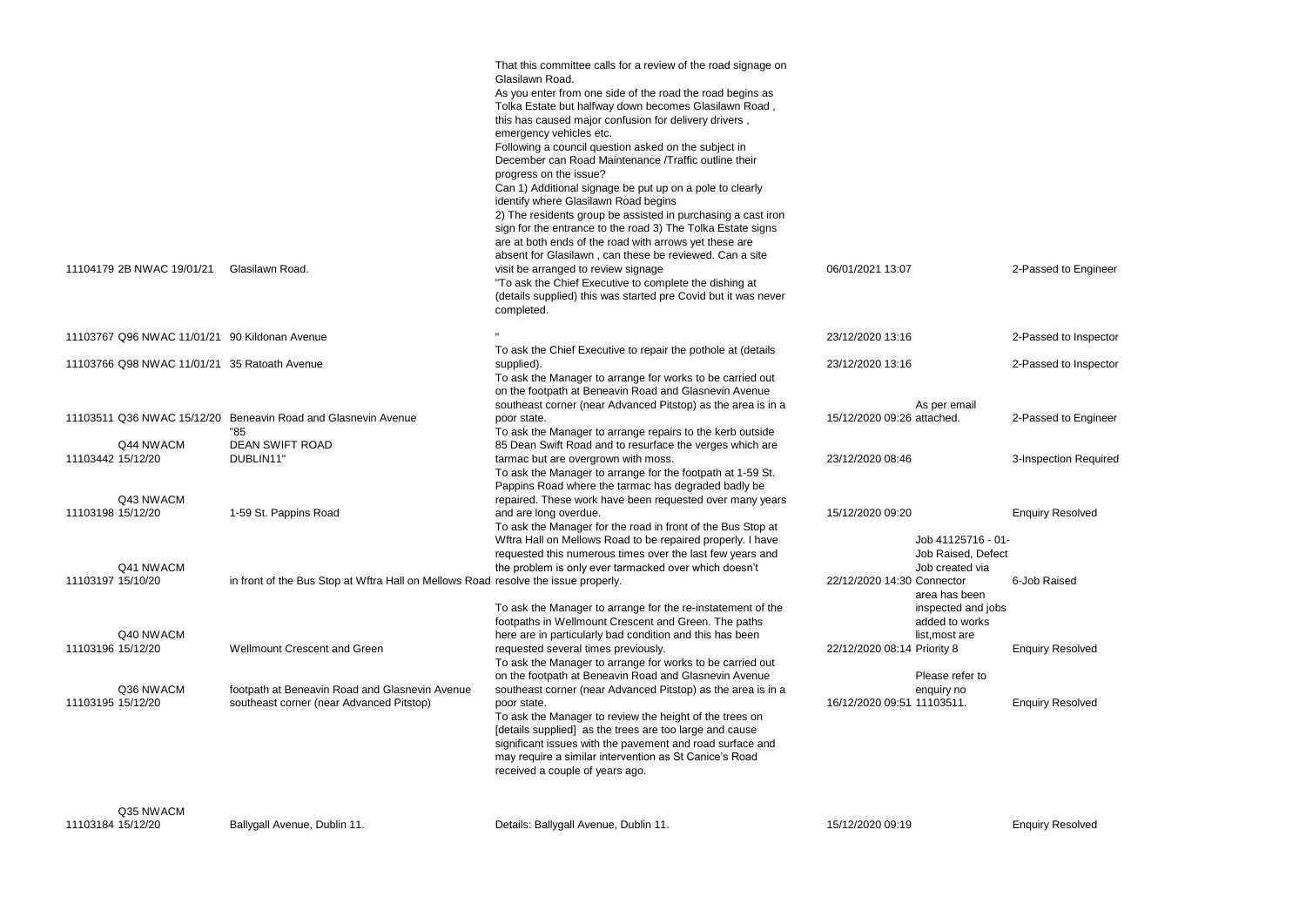| | | | | | | |
|---|---|---|---|---|---|---|
| 11104179 | 2B NWAC 19/01/21 | Glasilawn Road. | That this committee calls for a review of the road signage on Glasilawn Road. As you enter from one side of the road the road begins as Tolka Estate but halfway down becomes Glasilawn Road , this has caused major confusion for delivery drivers , emergency vehicles etc. Following a council question asked on the subject in December can Road Maintenance /Traffic outline their progress on the issue? Can 1) Additional signage be put up on a pole to clearly identify where Glasilawn Road begins 2) The residents group be assisted in purchasing a cast iron sign for the entrance to the road 3) The Tolka Estate signs are at both ends of the road with arrows yet these are absent for Glasilawn , can these be reviewed. Can a site visit be arranged to review signage | 06/01/2021 13:07 | | 2-Passed to Engineer |
| 11103767 | Q96 NWAC 11/01/21 | 90 Kildonan Avenue | "To ask the Chief Executive to complete the dishing at (details supplied) this was started pre Covid but it was never completed." | 23/12/2020 13:16 | | 2-Passed to Inspector |
| 11103766 | Q98 NWAC 11/01/21 | 35 Ratoath Avenue | To ask the Chief Executive to repair the pothole at (details supplied). | 23/12/2020 13:16 | | 2-Passed to Inspector |
| 11103511 | Q36 NWAC 15/12/20 | Beneavin Road and Glasnevin Avenue | To ask the Manager to arrange for works to be carried out on the footpath at Beneavin Road and Glasnevin Avenue southeast corner (near Advanced Pitstop) as the area is in a poor state. | 15/12/2020 09:26 | As per email attached. | 2-Passed to Engineer |
| 11103442 | Q44 NWACM 15/12/20 | "85 DEAN SWIFT ROAD DUBLIN11" | To ask the Manager to arrange repairs to the kerb outside 85 Dean Swift Road and to resurface the verges which are tarmac but are overgrown with moss. | 23/12/2020 08:46 | | 3-Inspection Required |
| 11103198 | Q43 NWACM 15/12/20 | 1-59 St. Pappins Road | To ask the Manager to arrange for the footpath at 1-59 St. Pappins Road where the tarmac has degraded badly be repaired. These work have been requested over many years and are long overdue. | 15/12/2020 09:20 | | Enquiry Resolved |
| 11103197 | Q41 NWACM 15/10/20 | in front of the Bus Stop at Wftra Hall on Mellows Road | To ask the Manager for the road in front of the Bus Stop at Wftra Hall on Mellows Road to be repaired properly. I have requested this numerous times over the last few years and the problem is only ever tarmacked over which doesn't resolve the issue properly. | 22/12/2020 14:30 | Job 41125716 - 01- Job Raised, Defect Job created via Connector | 6-Job Raised |
| 11103196 | Q40 NWACM 15/12/20 | Wellmount Crescent and Green | To ask the Manager to arrange for the re-instatement of the footpaths in Wellmount Crescent and Green. The paths here are in particularly bad condition and this has been requested several times previously. | 22/12/2020 08:14 | area has been inspected and jobs added to works list,most are Priority 8 | Enquiry Resolved |
| 11103195 | Q36 NWACM 15/12/20 | footpath at Beneavin Road and Glasnevin Avenue southeast corner (near Advanced Pitstop) | To ask the Manager to arrange for works to be carried out on the footpath at Beneavin Road and Glasnevin Avenue southeast corner (near Advanced Pitstop) as the area is in a poor state. | 16/12/2020 09:51 | Please refer to enquiry no 11103511. | Enquiry Resolved |
| 11103184 | Q35 NWACM 15/12/20 | Ballygall Avenue, Dublin 11. | To ask the Manager to review the height of the trees on [details supplied] as the trees are too large and cause significant issues with the pavement and road surface and may require a similar intervention as St Canice's Road received a couple of years ago. Details: Ballygall Avenue, Dublin 11. | 15/12/2020 09:19 | | Enquiry Resolved |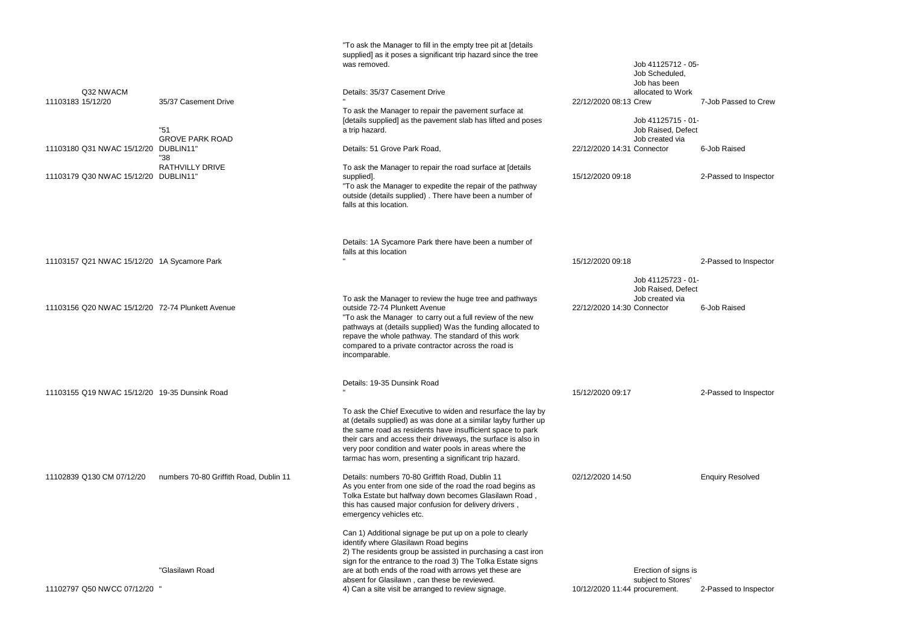| | | | | | |
|---|---|---|---|---|---|
| 11103183 Q32 NWACM 15/12/20 | 35/37 Casement Drive | "To ask the Manager to fill in the empty tree pit at [details supplied] as it poses a significant trip hazard since the tree was removed.<br><br>Details: 35/37 Casement Drive<br>" | 22/12/2020 08:13 | Job 41125712 - 05-Job Scheduled, Job has been allocated to Work Crew | 7-Job Passed to Crew |
| 11103180 Q31 NWAC 15/12/20 | "51 GROVE PARK ROAD DUBLIN11" | To ask the Manager to repair the pavement surface at [details supplied] as the pavement slab has lifted and poses a trip hazard.<br><br>Details: 51 Grove Park Road, | 22/12/2020 14:31 | Job 41125715 - 01-Job Raised, Defect Job created via Connector | 6-Job Raised |
| 11103179 Q30 NWAC 15/12/20 | "38 RATHVILLY DRIVE DUBLIN11" | To ask the Manager to repair the road surface at [details supplied]. | 15/12/2020 09:18 | | 2-Passed to Inspector |
| 11103157 Q21 NWAC 15/12/20 | 1A Sycamore Park | "To ask the Manager to expedite the repair of the pathway outside (details supplied) . There have been a number of falls at this location.<br><br>Details: 1A Sycamore Park there have been a number of falls at this location<br>" | 15/12/2020 09:18 | | 2-Passed to Inspector |
| 11103156 Q20 NWAC 15/12/20 | 72-74 Plunkett Avenue | To ask the Manager to review the huge tree and pathways outside 72-74 Plunkett Avenue | 22/12/2020 14:30 | Job 41125723 - 01-Job Raised, Defect Job created via Connector | 6-Job Raised |
| 11103155 Q19 NWAC 15/12/20 | 19-35 Dunsink Road | "To ask the Manager to carry out a full review of the new pathways at (details supplied) Was the funding allocated to repave the whole pathway. The standard of this work compared to a private contractor across the road is incomparable.<br><br>Details: 19-35 Dunsink Road<br>" | 15/12/2020 09:17 | | 2-Passed to Inspector |
| 11102839 Q130 CM 07/12/20 | numbers 70-80 Griffith Road, Dublin 11 | To ask the Chief Executive to widen and resurface the lay by at (details supplied) as was done at a similar layby further up the same road as residents have insufficient space to park their cars and access their driveways, the surface is also in very poor condition and water pools in areas where the tarmac has worn, presenting a significant trip hazard.<br><br>Details: numbers 70-80 Griffith Road, Dublin 11 | 02/12/2020 14:50 | | Enquiry Resolved |
| 11102797 Q50 NWCC 07/12/20 | "Glasilawn Road<br>" | As you enter from one side of the road the road begins as Tolka Estate but halfway down becomes Glasilawn Road , this has caused major confusion for delivery drivers , emergency vehicles etc.<br><br>Can 1) Additional signage be put up on a pole to clearly identify where Glasilawn Road begins<br>2) The residents group be assisted in purchasing a cast iron sign for the entrance to the road 3) The Tolka Estate signs are at both ends of the road with arrows yet these are absent for Glasilawn , can these be reviewed.<br>4) Can a site visit be arranged to review signage. | 10/12/2020 11:44 | Erection of signs is subject to Stores' procurement. | 2-Passed to Inspector |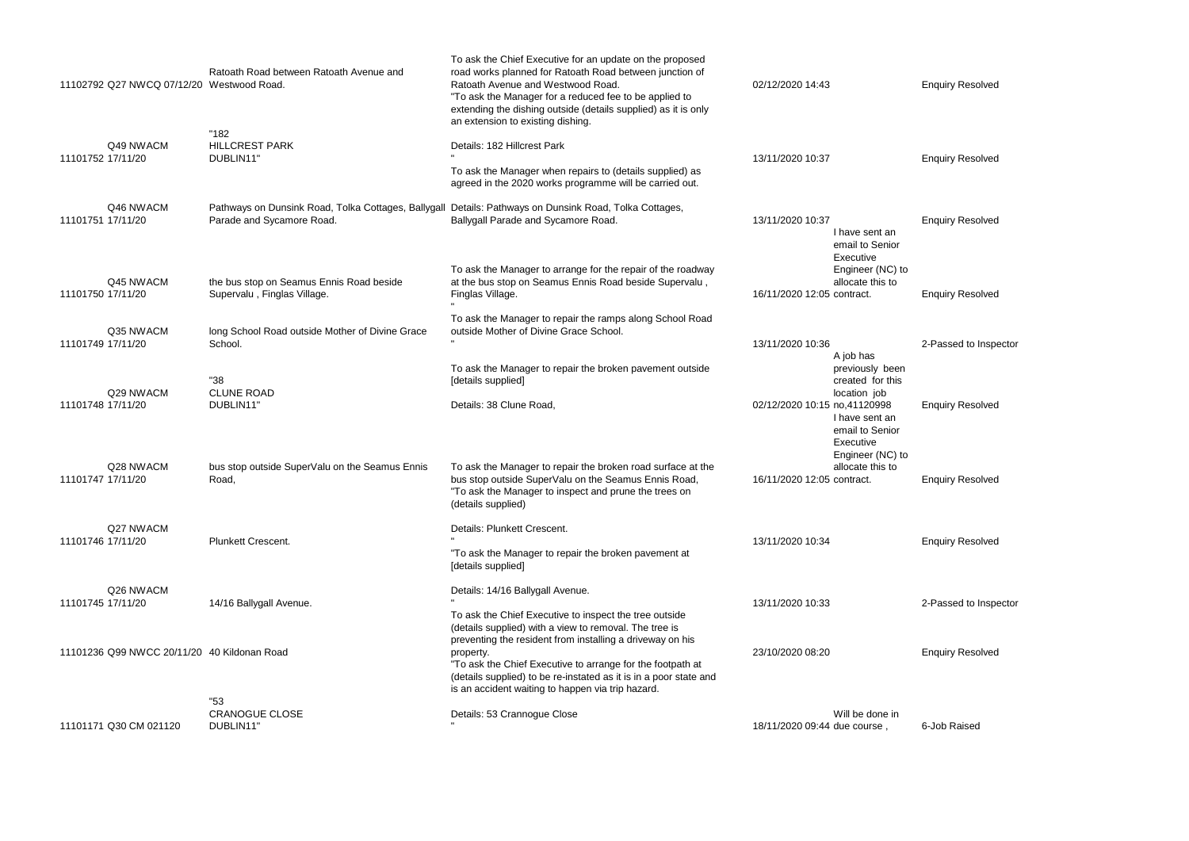| | | | | | | |
|---|---|---|---|---|---|---|
| 11102792 | Q27 NWCQ 07/12/20 | Ratoath Road between Ratoath Avenue and Westwood Road. | To ask the Chief Executive for an update on the proposed road works planned for Ratoath Road between junction of Ratoath Avenue and Westwood Road.<br>"To ask the Manager for a reduced fee to be applied to extending the dishing outside (details supplied) as it is only an extension to existing dishing. | 02/12/2020 14:43 | | Enquiry Resolved |
| 11101752 | Q49 NWACM 17/11/20 | "182<br>HILLCREST PARK<br>DUBLIN11" | Details: 182 Hillcrest Park<br>"<br>To ask the Manager when repairs to (details supplied) as agreed in the 2020 works programme will be carried out. | 13/11/2020 10:37 | | Enquiry Resolved |
| 11101751 | Q46 NWACM 17/11/20 | Pathways on Dunsink Road, Tolka Cottages, Ballygall Parade and Sycamore Road. | Details: Pathways on Dunsink Road, Tolka Cottages, Ballygall Parade and Sycamore Road. | 13/11/2020 10:37 | | Enquiry Resolved |
| 11101750 | Q45 NWACM 17/11/20 | the bus stop on Seamus Ennis Road beside Supervalu , Finglas Village. | To ask the Manager to arrange for the repair of the roadway at the bus stop on Seamus Ennis Road beside Supervalu , Finglas Village.<br>" | 16/11/2020 12:05 | I have sent an email to Senior Executive Engineer (NC) to allocate this to contract. | Enquiry Resolved |
| 11101749 | Q35 NWACM 17/11/20 | long School Road outside Mother of Divine Grace School. | To ask the Manager to repair the ramps along School Road outside Mother of Divine Grace School.<br>" | 13/11/2020 10:36 | | 2-Passed to Inspector |
| 11101748 | Q29 NWACM 17/11/20 | "38<br>CLUNE ROAD<br>DUBLIN11" | To ask the Manager to repair the broken pavement outside [details supplied]<br><br>Details: 38 Clune Road, | 02/12/2020 10:15 | A job has previously been created for this location job no,41120998 | Enquiry Resolved |
| 11101747 | Q28 NWACM 17/11/20 | bus stop outside SuperValu on the Seamus Ennis Road, | To ask the Manager to repair the broken road surface at the bus stop outside SuperValu on the Seamus Ennis Road,<br>"To ask the Manager to inspect and prune the trees on (details supplied) | 16/11/2020 12:05 | I have sent an email to Senior Executive Engineer (NC) to allocate this to contract. | Enquiry Resolved |
| 11101746 | Q27 NWACM 17/11/20 | Plunkett Crescent. | Details: Plunkett Crescent.<br>"<br>"To ask the Manager to repair the broken pavement at [details supplied] | 13/11/2020 10:34 | | Enquiry Resolved |
| 11101745 | Q26 NWACM 17/11/20 | 14/16 Ballygall Avenue. | Details: 14/16 Ballygall Avenue.<br>"<br>To ask the Chief Executive to inspect the tree outside (details supplied) with a view to removal. The tree is preventing the resident from installing a driveway on his property. | 13/11/2020 10:33 | | 2-Passed to Inspector |
| 11101236 | Q99 NWCC 20/11/20 | 40 Kildonan Road | "To ask the Chief Executive to arrange for the footpath at (details supplied) to be re-instated as it is in a poor state and is an accident waiting to happen via trip hazard. | 23/10/2020 08:20 | | Enquiry Resolved |
| 11101171 | Q30 CM 021120 | "53<br>CRANOGUE CLOSE<br>DUBLIN11" | Details: 53 Crannogue Close<br>" | 18/11/2020 09:44 | Will be done in due course , | 6-Job Raised |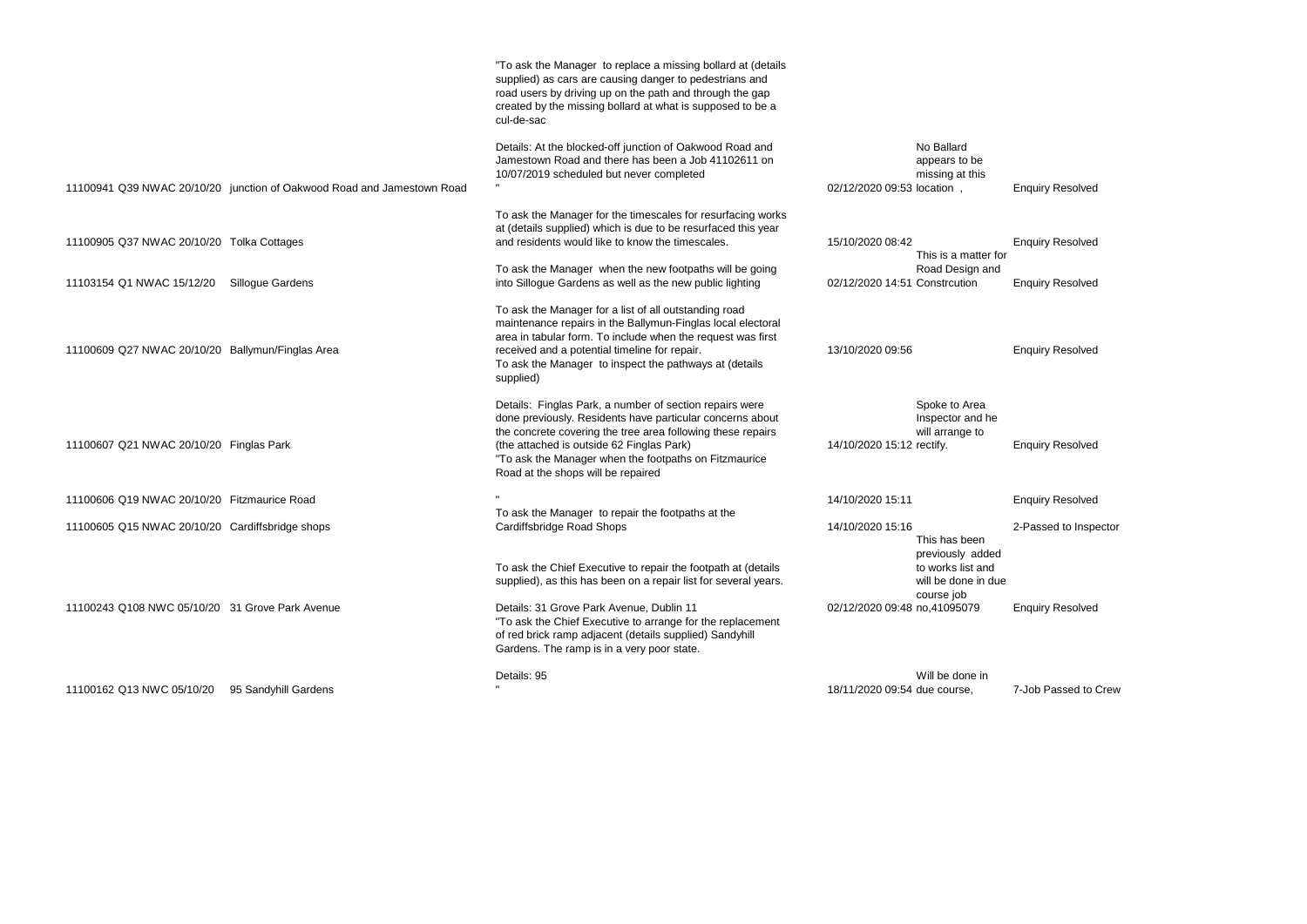| | | | | | | |
|---|---|---|---|---|---|---|
| 11100941 | Q39 NWAC 20/10/20 | junction of Oakwood Road and Jamestown Road | "To ask the Manager to replace a missing bollard at (details supplied) as cars are causing danger to pedestrians and road users by driving up on the path and through the gap created by the missing bollard at what is supposed to be a cul-de-sac<br><br>Details: At the blocked-off junction of Oakwood Road and Jamestown Road and there has been a Job 41102611 on 10/07/2019 scheduled but never completed<br>" | 02/12/2020 09:53 | No Ballard appears to be missing at this location , | Enquiry Resolved |
| 11100905 | Q37 NWAC 20/10/20 | Tolka Cottages | To ask the Manager for the timescales for resurfacing works at (details supplied) which is due to be resurfaced this year and residents would like to know the timescales. | 15/10/2020 08:42 | | Enquiry Resolved |
| 11103154 | Q1 NWAC 15/12/20 | Sillogue Gardens | To ask the Manager when the new footpaths will be going into Sillogue Gardens as well as the new public lighting | 02/12/2020 14:51 | This is a matter for Road Design and Constrcution | Enquiry Resolved |
| 11100609 | Q27 NWAC 20/10/20 | Ballymun/Finglas Area | To ask the Manager for a list of all outstanding road maintenance repairs in the Ballymun-Finglas local electoral area in tabular form. To include when the request was first received and a potential timeline for repair. | 13/10/2020 09:56 | | Enquiry Resolved |
| 11100607 | Q21 NWAC 20/10/20 | Finglas Park | To ask the Manager to inspect the pathways at (details supplied)<br><br>Details: Finglas Park, a number of section repairs were done previously. Residents have particular concerns about the concrete covering the tree area following these repairs (the attached is outside 62 Finglas Park) | 14/10/2020 15:12 | Spoke to Area Inspector and he will arrange to rectify. | Enquiry Resolved |
| 11100606 | Q19 NWAC 20/10/20 | Fitzmaurice Road | "To ask the Manager when the footpaths on Fitzmaurice Road at the shops will be repaired<br><br>" | 14/10/2020 15:11 | | Enquiry Resolved |
| 11100605 | Q15 NWAC 20/10/20 | Cardiffsbridge shops | To ask the Manager to repair the footpaths at the Cardiffsbridge Road Shops | 14/10/2020 15:16 | | 2-Passed to Inspector |
| 11100243 | Q108 NWC 05/10/20 | 31 Grove Park Avenue | To ask the Chief Executive to repair the footpath at (details supplied), as this has been on a repair list for several years.<br><br>Details: 31 Grove Park Avenue, Dublin 11 | 02/12/2020 09:48 | This has been previously added to works list and will be done in due course job no,41095079 | Enquiry Resolved |
| 11100162 | Q13 NWC 05/10/20 | 95 Sandyhill Gardens | "To ask the Chief Executive to arrange for the replacement of red brick ramp adjacent (details supplied) Sandyhill Gardens. The ramp is in a very poor state.<br><br>Details: 95<br>" | 18/11/2020 09:54 | Will be done in due course, | 7-Job Passed to Crew |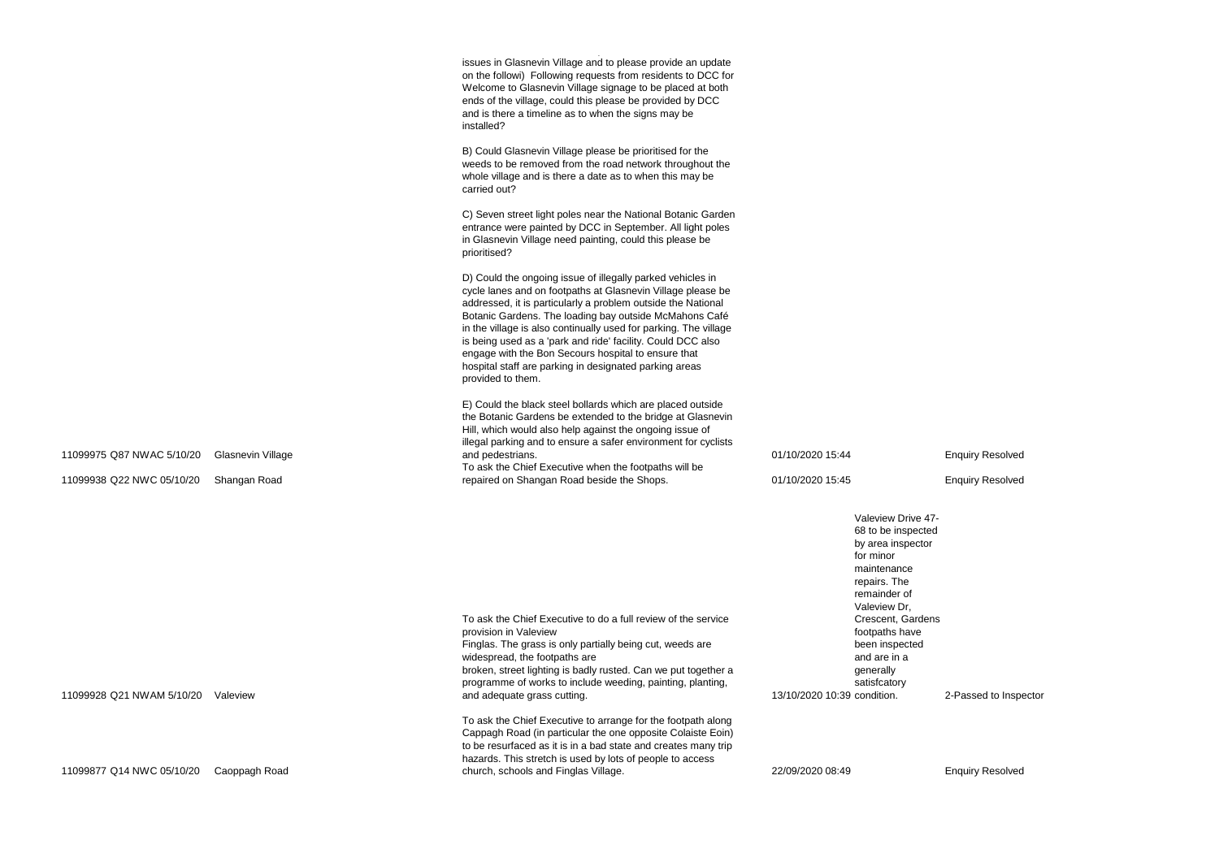| | | | | | |
|---|---|---|---|---|---|
| 11099975 Q87 NWAC 5/10/20 | Glasnevin Village | issues in Glasnevin Village and to please provide an update on the followi) Following requests from residents to DCC for Welcome to Glasnevin Village signage to be placed at both ends of the village, could this please be provided by DCC and is there a timeline as to when the signs may be installed?<br><br>B) Could Glasnevin Village please be prioritised for the weeds to be removed from the road network throughout the whole village and is there a date as to when this may be carried out?<br><br>C) Seven street light poles near the National Botanic Garden entrance were painted by DCC in September. All light poles in Glasnevin Village need painting, could this please be prioritised?<br><br>D) Could the ongoing issue of illegally parked vehicles in cycle lanes and on footpaths at Glasnevin Village please be addressed, it is particularly a problem outside the National Botanic Gardens. The loading bay outside McMahons Café in the village is also continually used for parking. The village is being used as a 'park and ride' facility. Could DCC also engage with the Bon Secours hospital to ensure that hospital staff are parking in designated parking areas provided to them.<br><br>E) Could the black steel bollards which are placed outside the Botanic Gardens be extended to the bridge at Glasnevin Hill, which would also help against the ongoing issue of illegal parking and to ensure a safer environment for cyclists and pedestrians. | 01/10/2020 15:44 | | Enquiry Resolved |
| 11099938 Q22 NWC 05/10/20 | Shangan Road | To ask the Chief Executive when the footpaths will be repaired on Shangan Road beside the Shops. | 01/10/2020 15:45 | | Enquiry Resolved |
| 11099928 Q21 NWAM 5/10/20 | Valeview | To ask the Chief Executive to do a full review of the service provision in Valeview<br>Finglas. The grass is only partially being cut, weeds are widespread, the footpaths are<br>broken, street lighting is badly rusted. Can we put together a programme of works to include weeding, painting, planting, and adequate grass cutting. | 13/10/2020 10:39 | Valeview Drive 47-68 to be inspected by area inspector for minor maintenance repairs. The remainder of Valeview Dr, Crescent, Gardens footpaths have been inspected and are in a generally satisfcatory condition. | 2-Passed to Inspector |
| 11099877 Q14 NWC 05/10/20 | Caoppagh Road | To ask the Chief Executive to arrange for the footpath along Cappagh Road (in particular the one opposite Colaiste Eoin) to be resurfaced as it is in a bad state and creates many trip hazards. This stretch is used by lots of people to access church, schools and Finglas Village. | 22/09/2020 08:49 | | Enquiry Resolved |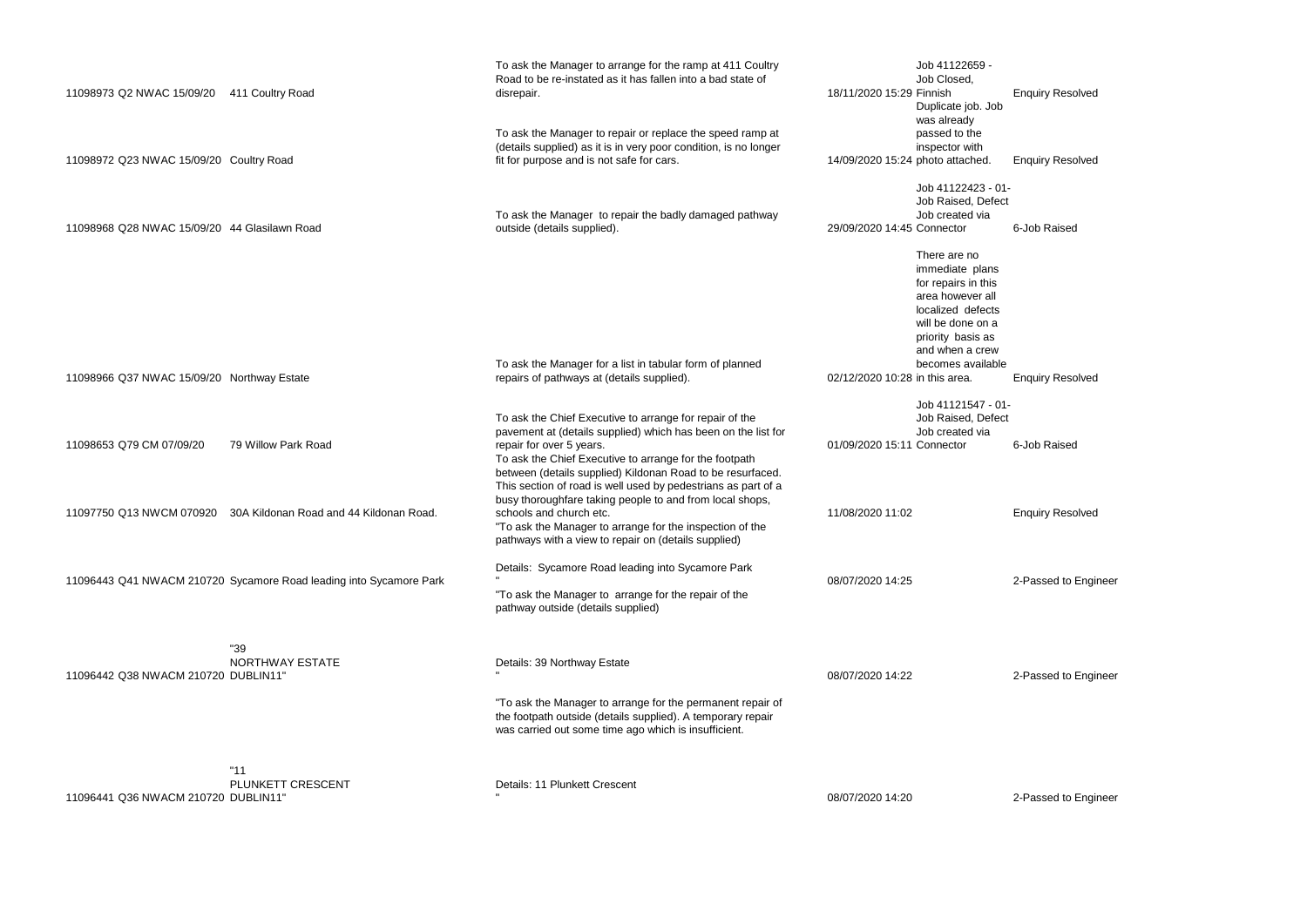| | | | | | |
|---|---|---|---|---|---|
| 11098973 Q2 NWAC 15/09/20 | 411 Coultry Road | To ask the Manager to arrange for the ramp at 411 Coultry Road to be re-instated as it has fallen into a bad state of disrepair. | 18/11/2020 15:29 | Job 41122659 - Job Closed, Finnish | Enquiry Resolved |
| 11098972 Q23 NWAC 15/09/20 | Coultry Road | To ask the Manager to repair or replace the speed ramp at (details supplied) as it is in very poor condition, is no longer fit for purpose and is not safe for cars. | 14/09/2020 15:24 | Duplicate job. Job was already passed to the inspector with photo attached. | Enquiry Resolved |
| 11098968 Q28 NWAC 15/09/20 | 44 Glasilawn Road | To ask the Manager to repair the badly damaged pathway outside (details supplied). | 29/09/2020 14:45 | Job 41122423 - 01- Job Raised, Defect Job created via Connector | 6-Job Raised |
| 11098966 Q37 NWAC 15/09/20 | Northway Estate | To ask the Manager for a list in tabular form of planned repairs of pathways at (details supplied). | 02/12/2020 10:28 | There are no immediate plans for repairs in this area however all localized defects will be done on a priority basis as and when a crew becomes available in this area. | Enquiry Resolved |
| 11098653 Q79 CM 07/09/20 | 79 Willow Park Road | To ask the Chief Executive to arrange for repair of the pavement at (details supplied) which has been on the list for repair for over 5 years. | 01/09/2020 15:11 | Job 41121547 - 01- Job Raised, Defect Job created via Connector | 6-Job Raised |
| 11097750 Q13 NWCM 070920 | 30A Kildonan Road and 44 Kildonan Road. | To ask the Chief Executive to arrange for the footpath between (details supplied) Kildonan Road to be resurfaced. This section of road is well used by pedestrians as part of a busy thoroughfare taking people to and from local shops, schools and church etc. | 11/08/2020 11:02 | | Enquiry Resolved |
| 11096443 Q41 NWACM 210720 | Sycamore Road leading into Sycamore Park | "To ask the Manager to arrange for the inspection of the pathways with a view to repair on (details supplied) Details: Sycamore Road leading into Sycamore Park " | 08/07/2020 14:25 | | 2-Passed to Engineer |
| 11096442 Q38 NWACM 210720 | "39 NORTHWAY ESTATE DUBLIN11" | "To ask the Manager to arrange for the repair of the pathway outside (details supplied) Details: 39 Northway Estate " | 08/07/2020 14:22 | | 2-Passed to Engineer |
| 11096441 Q36 NWACM 210720 | "11 PLUNKETT CRESCENT DUBLIN11" | "To ask the Manager to arrange for the permanent repair of the footpath outside (details supplied). A temporary repair was carried out some time ago which is insufficient. Details: 11 Plunkett Crescent " | 08/07/2020 14:20 | | 2-Passed to Engineer |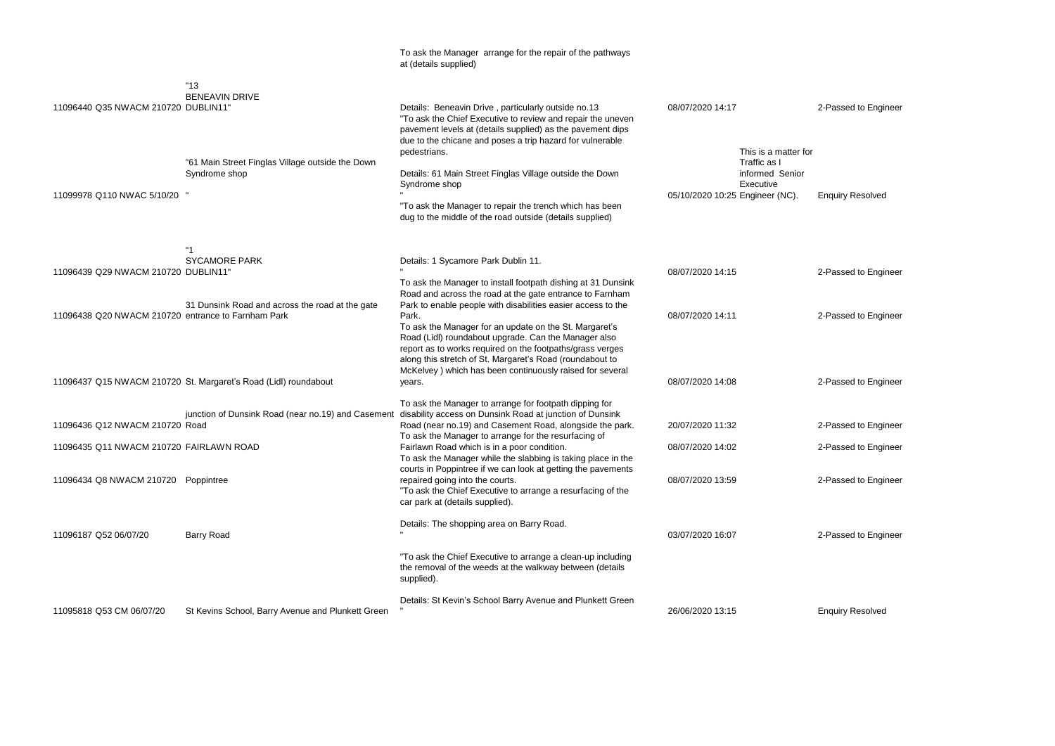| | | | | | |
|---|---|---|---|---|---|
| | | To ask the Manager arrange for the repair of the pathways at (details supplied) | | | |
| 11096440 Q35 NWACM 210720 | "13 BENEAVIN DRIVE DUBLIN11" | Details: Beneavin Drive , particularly outside no.13 | 08/07/2020 14:17 | | 2-Passed to Engineer |
| 11099978 Q110 NWAC 5/10/20 | "61 Main Street Finglas Village outside the Down Syndrome shop " | "To ask the Chief Executive to review and repair the uneven pavement levels at (details supplied) as the pavement dips due to the chicane and poses a trip hazard for vulnerable pedestrians. Details: 61 Main Street Finglas Village outside the Down Syndrome shop " | 05/10/2020 10:25 | This is a matter for Traffic as I informed Senior Executive Engineer (NC). | Enquiry Resolved |
| 11096439 Q29 NWACM 210720 | "1 SYCAMORE PARK DUBLIN11" | "To ask the Manager to repair the trench which has been dug to the middle of the road outside (details supplied) Details: 1 Sycamore Park Dublin 11. " | 08/07/2020 14:15 | | 2-Passed to Engineer |
| 11096438 Q20 NWACM 210720 | 31 Dunsink Road and across the road at the gate entrance to Farnham Park | To ask the Manager to install footpath dishing at 31 Dunsink Road and across the road at the gate entrance to Farnham Park to enable people with disabilities easier access to the Park. | 08/07/2020 14:11 | | 2-Passed to Engineer |
| 11096437 Q15 NWACM 210720 | St. Margaret's Road (Lidl) roundabout | To ask the Manager for an update on the St. Margaret's Road (Lidl) roundabout upgrade. Can the Manager also report as to works required on the footpaths/grass verges along this stretch of St. Margaret's Road (roundabout to McKelvey ) which has been continuously raised for several years. | 08/07/2020 14:08 | | 2-Passed to Engineer |
| 11096436 Q12 NWACM 210720 | junction of Dunsink Road (near no.19) and Casement Road | To ask the Manager to arrange for footpath dipping for disability access on Dunsink Road at junction of Dunsink Road (near no.19) and Casement Road, alongside the park. | 20/07/2020 11:32 | | 2-Passed to Engineer |
| 11096435 Q11 NWACM 210720 | FAIRLAWN ROAD | To ask the Manager to arrange for the resurfacing of Fairlawn Road which is in a poor condition. | 08/07/2020 14:02 | | 2-Passed to Engineer |
| 11096434 Q8 NWACM 210720 | Poppintree | To ask the Manager while the slabbing is taking place in the courts in Poppintree if we can look at getting the pavements repaired going into the courts. | 08/07/2020 13:59 | | 2-Passed to Engineer |
| 11096187 Q52 06/07/20 | Barry Road | "To ask the Chief Executive to arrange a resurfacing of the car park at (details supplied). Details: The shopping area on Barry Road. " | 03/07/2020 16:07 | | 2-Passed to Engineer |
| 11095818 Q53 CM 06/07/20 | St Kevins School, Barry Avenue and Plunkett Green | "To ask the Chief Executive to arrange a clean-up including the removal of the weeds at the walkway between (details supplied). Details: St Kevin's School Barry Avenue and Plunkett Green " | 26/06/2020 13:15 | | Enquiry Resolved |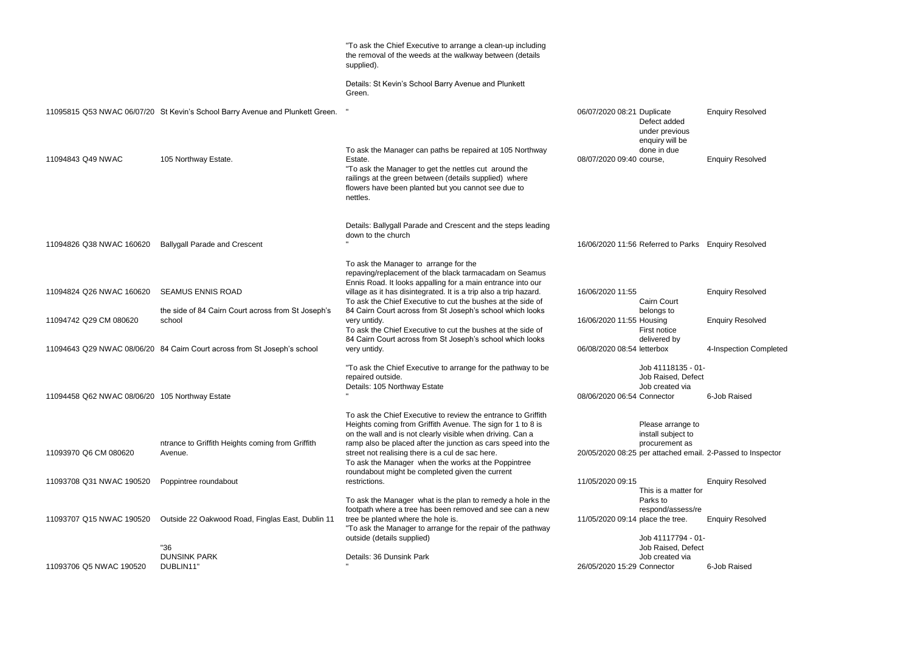| | | | | | |
|---|---|---|---|---|---|
| 11095815 Q53 NWAC 06/07/20 | St Kevin's School Barry Avenue and Plunkett Green. | "To ask the Chief Executive to arrange a clean-up including the removal of the weeds at the walkway between (details supplied).<br><br>Details: St Kevin's School Barry Avenue and Plunkett Green.<br>" | 06/07/2020 08:21 | Duplicate | Enquiry Resolved |
| 11094843 Q49 NWAC | 105 Northway Estate. | To ask the Manager can paths be repaired at 105 Northway Estate. | 08/07/2020 09:40 | Defect added under previous enquiry will be done in due course, | Enquiry Resolved |
| 11094826 Q38 NWAC 160620 | Ballygall Parade and Crescent | "To ask the Manager to get the nettles cut around the railings at the green between (details supplied) where flowers have been planted but you cannot see due to nettles.<br><br>Details: Ballygall Parade and Crescent and the steps leading down to the church<br>" | 16/06/2020 11:56 | Referred to Parks | Enquiry Resolved |
| 11094824 Q26 NWAC 160620 | SEAMUS ENNIS ROAD | To ask the Manager to arrange for the repaving/replacement of the black tarmacadam on Seamus Ennis Road. It looks appalling for a main entrance into our village as it has disintegrated. It is a trip also a trip hazard. | 16/06/2020 11:55 | | Enquiry Resolved |
| 11094742 Q29 CM 080620 | the side of 84 Cairn Court across from St Joseph's school | To ask the Chief Executive to cut the bushes at the side of 84 Cairn Court across from St Joseph's school which looks very untidy. | 16/06/2020 11:55 | Cairn Court belongs to Housing | Enquiry Resolved |
| 11094643 Q29 NWAC 08/06/20 | 84 Cairn Court across from St Joseph's school | To ask the Chief Executive to cut the bushes at the side of 84 Cairn Court across from St Joseph's school which looks very untidy. | 06/08/2020 08:54 | First notice delivered by letterbox | 4-Inspection Completed |
| 11094458 Q62 NWAC 08/06/20 | 105 Northway Estate | "To ask the Chief Executive to arrange for the pathway to be repaired outside.<br>Details: 105 Northway Estate<br>" | 08/06/2020 06:54 | Job 41118135 - 01- Job Raised, Defect Job created via Connector | 6-Job Raised |
| 11093970 Q6 CM 080620 | ntrance to Griffith Heights coming from Griffith Avenue. | To ask the Chief Executive to review the entrance to Griffith Heights coming from Griffith Avenue. The sign for 1 to 8 is on the wall and is not clearly visible when driving. Can a ramp also be placed after the junction as cars speed into the street not realising there is a cul de sac here. | 20/05/2020 08:25 | Please arrange to install subject to procurement as per attached email. | 2-Passed to Inspector |
| 11093708 Q31 NWAC 190520 | Poppintree roundabout | To ask the Manager when the works at the Poppintree roundabout might be completed given the current restrictions. | 11/05/2020 09:15 | | Enquiry Resolved |
| 11093707 Q15 NWAC 190520 | Outside 22 Oakwood Road, Finglas East, Dublin 11 | To ask the Manager what is the plan to remedy a hole in the footpath where a tree has been removed and see can a new tree be planted where the hole is. | 11/05/2020 09:14 | This is a matter for Parks to respond/assess/re place the tree. | Enquiry Resolved |
| 11093706 Q5 NWAC 190520 | "36<br>DUNSINK PARK<br>DUBLIN11" | "To ask the Manager to arrange for the repair of the pathway outside (details supplied)<br><br>Details: 36 Dunsink Park<br>" | 26/05/2020 15:29 | Job 41117794 - 01- Job Raised, Defect Job created via Connector | 6-Job Raised |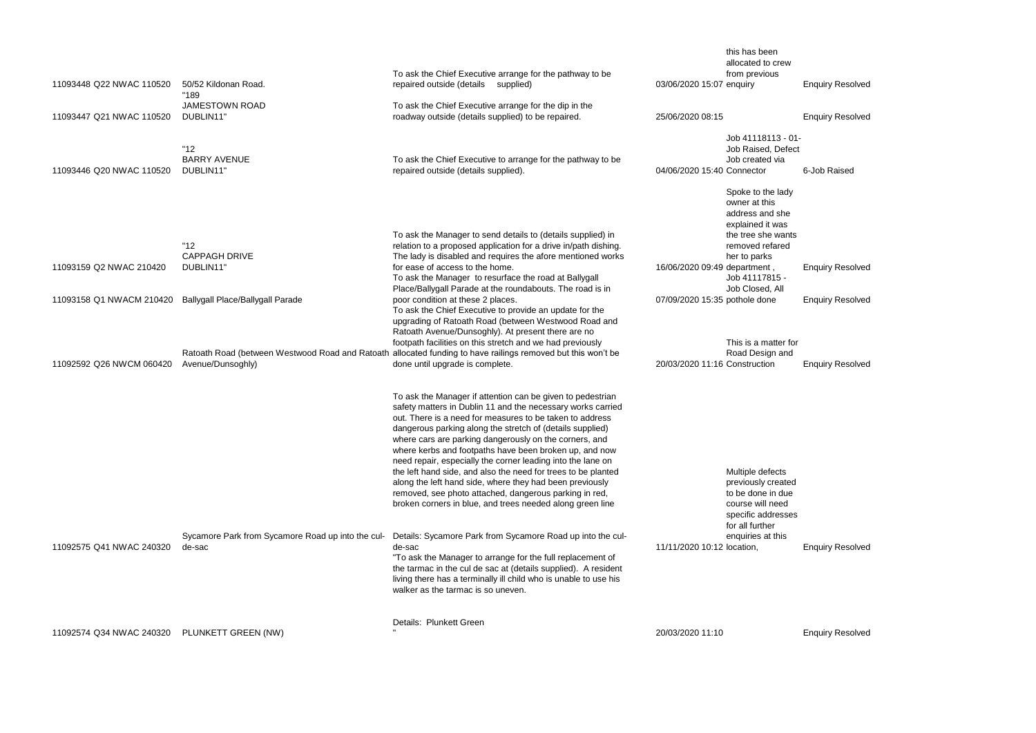| | | | | | |
|---|---|---|---|---|---|
| 11093448 Q22 NWAC 110520 | 50/52 Kildonan Road. | To ask the Chief Executive arrange for the pathway to be repaired outside (details supplied) | 03/06/2020 15:07 | this has been allocated to crew from previous enquiry | Enquiry Resolved |
| 11093447 Q21 NWAC 110520 | "189 JAMESTOWN ROAD DUBLIN11" | To ask the Chief Executive arrange for the dip in the roadway outside (details supplied) to be repaired. | 25/06/2020 08:15 | | Enquiry Resolved |
| 11093446 Q20 NWAC 110520 | "12 BARRY AVENUE DUBLIN11" | To ask the Chief Executive to arrange for the pathway to be repaired outside (details supplied). | 04/06/2020 15:40 | Job 41118113 - 01-Job Raised, Defect Job created via Connector | 6-Job Raised |
| 11093159 Q2 NWAC 210420 | "12 CAPPAGH DRIVE DUBLIN11" | To ask the Manager to send details to (details supplied) in relation to a proposed application for a drive in/path dishing. The lady is disabled and requires the afore mentioned works for ease of access to the home. | 16/06/2020 09:49 | Spoke to the lady owner at this address and she explained it was the tree she wants removed refared her to parks department , | Enquiry Resolved |
| 11093158 Q1 NWACM 210420 | Ballygall Place/Ballygall Parade | To ask the Manager to resurface the road at Ballygall Place/Ballygall Parade at the roundabouts. The road is in poor condition at these 2 places. | 07/09/2020 15:35 | Job 41117815 - Job Closed, All pothole done | Enquiry Resolved |
| 11092592 Q26 NWCM 060420 | Ratoath Road (between Westwood Road and Ratoath Avenue/Dunsoghly) | To ask the Chief Executive to provide an update for the upgrading of Ratoath Road (between Westwood Road and Ratoath Avenue/Dunsoghly). At present there are no footpath facilities on this stretch and we had previously allocated funding to have railings removed but this won't be done until upgrade is complete. | 20/03/2020 11:16 | This is a matter for Road Design and Construction | Enquiry Resolved |
| 11092575 Q41 NWAC 240320 | Sycamore Park from Sycamore Road up into the cul-de-sac | To ask the Manager if attention can be given to pedestrian safety matters in Dublin 11 and the necessary works carried out. There is a need for measures to be taken to address dangerous parking along the stretch of (details supplied) where cars are parking dangerously on the corners, and where kerbs and footpaths have been broken up, and now need repair, especially the corner leading into the lane on the left hand side, and also the need for trees to be planted along the left hand side, where they had been previously removed, see photo attached, dangerous parking in red, broken corners in blue, and trees needed along green line Details: Sycamore Park from Sycamore Road up into the cul-de-sac "To ask the Manager to arrange for the full replacement of the tarmac in the cul de sac at (details supplied). A resident living there has a terminally ill child who is unable to use his walker as the tarmac is so uneven. | 11/11/2020 10:12 | Multiple defects previously created to be done in due course will need specific addresses for all further enquiries at this location, | Enquiry Resolved |
| 11092574 Q34 NWAC 240320 | PLUNKETT GREEN (NW) | Details: Plunkett Green " | 20/03/2020 11:10 | | Enquiry Resolved |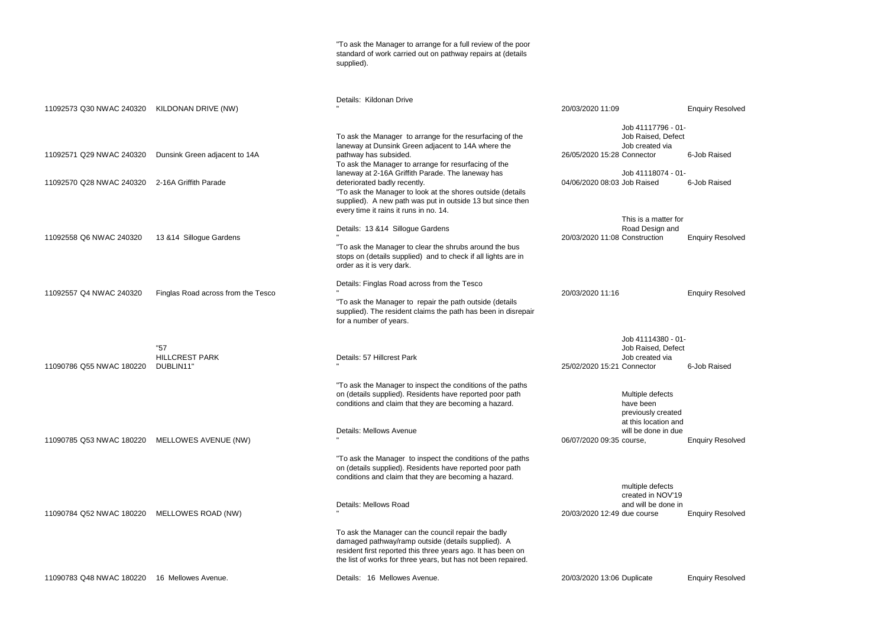| | | | | | |
|---|---|---|---|---|---|
| | | "To ask the Manager to arrange for a full review of the poor standard of work carried out on pathway repairs at (details supplied). | | | |
| 11092573 Q30 NWAC 240320 | KILDONAN DRIVE (NW) | Details: Kildonan Drive " | 20/03/2020 11:09 | | Enquiry Resolved |
| 11092571 Q29 NWAC 240320 | Dunsink Green adjacent to 14A | To ask the Manager to arrange for the resurfacing of the laneway at Dunsink Green adjacent to 14A where the pathway has subsided. | 26/05/2020 15:28 | Job 41117796 - 01-Job Raised, Defect Job created via Connector | 6-Job Raised |
| 11092570 Q28 NWAC 240320 | 2-16A Griffith Parade | To ask the Manager to arrange for resurfacing of the laneway at 2-16A Griffith Parade. The laneway has deteriorated badly recently. | 04/06/2020 08:03 | Job 41118074 - 01-Job Raised | 6-Job Raised |
| 11092558 Q6 NWAC 240320 | 13 &14 Sillogue Gardens | "To ask the Manager to look at the shores outside (details supplied). A new path was put in outside 13 but since then every time it rains it runs in no. 14. Details: 13 &14 Sillogue Gardens " | 20/03/2020 11:08 | This is a matter for Road Design and Construction | Enquiry Resolved |
| 11092557 Q4 NWAC 240320 | Finglas Road across from the Tesco | "To ask the Manager to clear the shrubs around the bus stops on (details supplied) and to check if all lights are in order as it is very dark. Details: Finglas Road across from the Tesco " | 20/03/2020 11:16 | | Enquiry Resolved |
| 11090786 Q55 NWAC 180220 | "57 HILLCREST PARK DUBLIN11" | "To ask the Manager to repair the path outside (details supplied). The resident claims the path has been in disrepair for a number of years. Details: 57 Hillcrest Park " | 25/02/2020 15:21 | Job 41114380 - 01-Job Raised, Defect Job created via Connector | 6-Job Raised |
| 11090785 Q53 NWAC 180220 | MELLOWES AVENUE (NW) | "To ask the Manager to inspect the conditions of the paths on (details supplied). Residents have reported poor path conditions and claim that they are becoming a hazard. Details: Mellows Avenue " | 06/07/2020 09:35 | Multiple defects have been previously created at this location and will be done in due course, | Enquiry Resolved |
| 11090784 Q52 NWAC 180220 | MELLOWES ROAD (NW) | "To ask the Manager to inspect the conditions of the paths on (details supplied). Residents have reported poor path conditions and claim that they are becoming a hazard. Details: Mellows Road " | 20/03/2020 12:49 | multiple defects created in NOV'19 and will be done in due course | Enquiry Resolved |
| 11090783 Q48 NWAC 180220 | 16 Mellowes Avenue. | To ask the Manager can the council repair the badly damaged pathway/ramp outside (details supplied). A resident first reported this three years ago. It has been on the list of works for three years, but has not been repaired. Details: 16 Mellowes Avenue. | 20/03/2020 13:06 | Duplicate | Enquiry Resolved |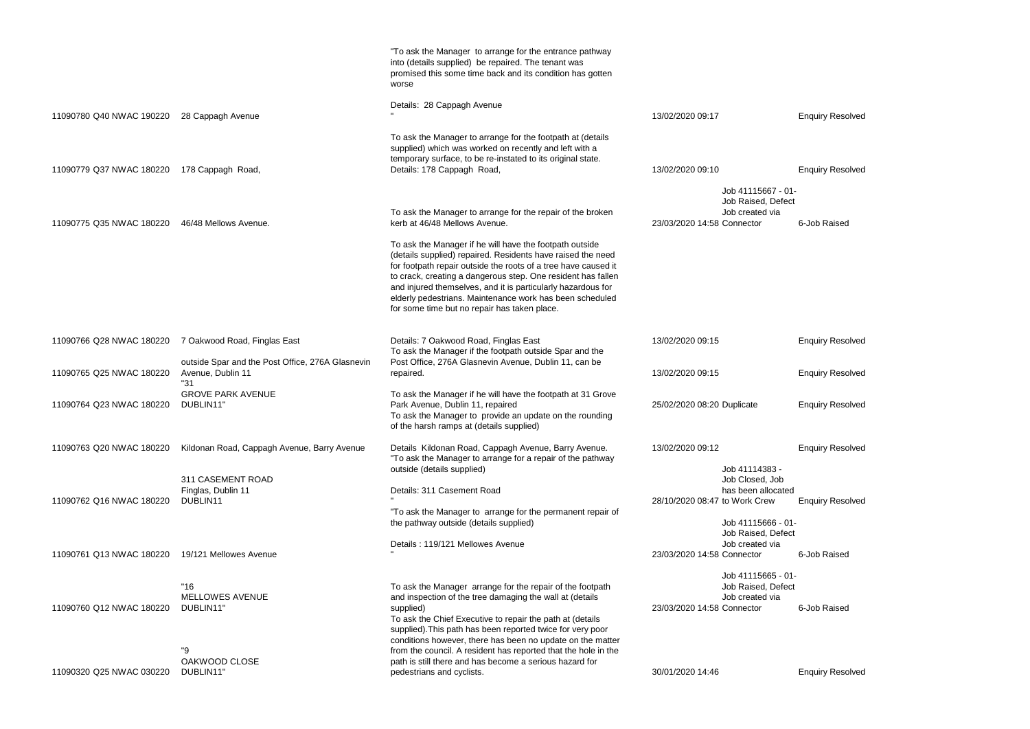| | | | | | |
|---|---|---|---|---|---|
| 11090780 Q40 NWAC 190220 | 28 Cappagh Avenue | "To ask the Manager to arrange for the entrance pathway into (details supplied) be repaired. The tenant was promised this some time back and its condition has gotten worse<br><br>Details: 28 Cappagh Avenue<br>" | 13/02/2020 09:17 | | Enquiry Resolved |
| 11090779 Q37 NWAC 180220 | 178 Cappagh Road, | To ask the Manager to arrange for the footpath at (details supplied) which was worked on recently and left with a temporary surface, to be re-instated to its original state.<br>Details: 178 Cappagh Road, | 13/02/2020 09:10 | | Enquiry Resolved |
| 11090775 Q35 NWAC 180220 | 46/48 Mellows Avenue. | To ask the Manager to arrange for the repair of the broken kerb at 46/48 Mellows Avenue. | 23/03/2020 14:58 | Job 41115667 - 01- Job Raised, Defect Job created via Connector | 6-Job Raised |
| 11090766 Q28 NWAC 180220 | 7 Oakwood Road, Finglas East | To ask the Manager if he will have the footpath outside (details supplied) repaired. Residents have raised the need for footpath repair outside the roots of a tree have caused it to crack, creating a dangerous step. One resident has fallen and injured themselves, and it is particularly hazardous for elderly pedestrians. Maintenance work has been scheduled for some time but no repair has taken place.<br><br>Details: 7 Oakwood Road, Finglas East | 13/02/2020 09:15 | | Enquiry Resolved |
| 11090765 Q25 NWAC 180220 | outside Spar and the Post Office, 276A Glasnevin Avenue, Dublin 11 | To ask the Manager if the footpath outside Spar and the Post Office, 276A Glasnevin Avenue, Dublin 11, can be repaired. | 13/02/2020 09:15 | | Enquiry Resolved |
| 11090764 Q23 NWAC 180220 | "31<br>GROVE PARK AVENUE<br>DUBLIN11" | To ask the Manager if he will have the footpath at 31 Grove Park Avenue, Dublin 11, repaired | 25/02/2020 08:20 | Duplicate | Enquiry Resolved |
| 11090763 Q20 NWAC 180220 | Kildonan Road, Cappagh Avenue, Barry Avenue | To ask the Manager to provide an update on the rounding of the harsh ramps at (details supplied)<br><br>Details Kildonan Road, Cappagh Avenue, Barry Avenue. | 13/02/2020 09:12 | | Enquiry Resolved |
| 11090762 Q16 NWAC 180220 | 311 CASEMENT ROAD<br>Finglas, Dublin 11<br>DUBLIN11 | "To ask the Manager to arrange for a repair of the pathway outside (details supplied)<br><br>Details: 311 Casement Road<br>" | 28/10/2020 08:47 | Job 41114383 - Job Closed, Job has been allocated to Work Crew | Enquiry Resolved |
| 11090761 Q13 NWAC 180220 | 19/121 Mellowes Avenue | "To ask the Manager to arrange for the permanent repair of the pathway outside (details supplied)<br><br>Details : 119/121 Mellowes Avenue<br>" | 23/03/2020 14:58 | Job 41115666 - 01- Job Raised, Defect Job created via Connector | 6-Job Raised |
| 11090760 Q12 NWAC 180220 | "16<br>MELLOWES AVENUE<br>DUBLIN11" | To ask the Manager arrange for the repair of the footpath and inspection of the tree damaging the wall at (details supplied) | 23/03/2020 14:58 | Job 41115665 - 01- Job Raised, Defect Job created via Connector | 6-Job Raised |
| 11090320 Q25 NWAC 030220 | "9<br>OAKWOOD CLOSE<br>DUBLIN11" | To ask the Chief Executive to repair the path at (details supplied).This path has been reported twice for very poor conditions however, there has been no update on the matter from the council. A resident has reported that the hole in the path is still there and has become a serious hazard for pedestrians and cyclists. | 30/01/2020 14:46 | | Enquiry Resolved |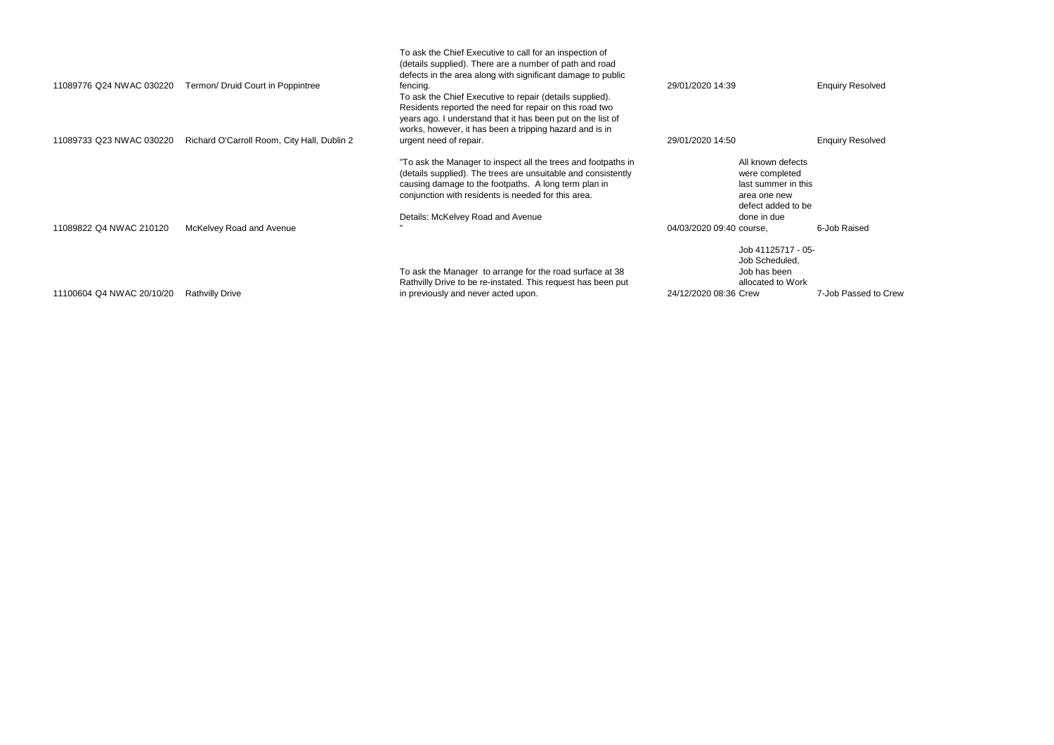| | | | | | |
|---|---|---|---|---|---|
| 11089776 Q24 NWAC 030220 | Termon/ Druid Court in Poppintree | To ask the Chief Executive to call for an inspection of (details supplied). There are a number of path and road defects in the area along with significant damage to public fencing. | 29/01/2020 14:39 | | Enquiry Resolved |
| 11089733 Q23 NWAC 030220 | Richard O'Carroll Room, City Hall, Dublin 2 | To ask the Chief Executive to repair (details supplied). Residents reported the need for repair on this road two years ago. I understand that it has been put on the list of works, however, it has been a tripping hazard and is in urgent need of repair. | 29/01/2020 14:50 | | Enquiry Resolved |
| 11089822 Q4 NWAC 210120 | McKelvey Road and Avenue | "To ask the Manager to inspect all the trees and footpaths in (details supplied). The trees are unsuitable and consistently causing damage to the footpaths. A long term plan in conjunction with residents is needed for this area.<br><br>Details: McKelvey Road and Avenue<br>" | 04/03/2020 09:40 | All known defects were completed last summer in this area one new defect added to be done in due course, | 6-Job Raised |
| 11100604 Q4 NWAC 20/10/20 | Rathvilly Drive | To ask the Manager to arrange for the road surface at 38 Rathvilly Drive to be re-instated. This request has been put in previously and never acted upon. | 24/12/2020 08:36 | Job 41125717 - 05-Job Scheduled, Job has been allocated to Work Crew | 7-Job Passed to Crew |